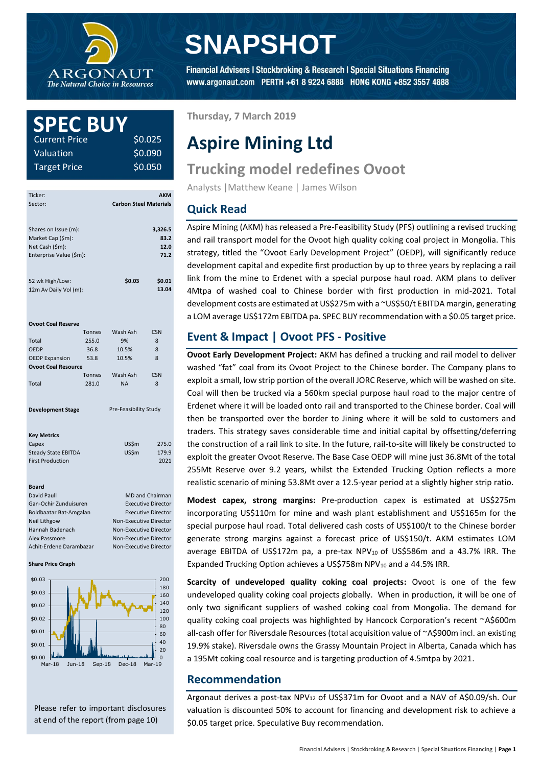# SNAPSHOT

Financial Advisers | Stockbroking & Research | Special Situations Financing
www.argonaut.com PERTH +61 8 9224 6888 HONG KONG +852 3557 4888

## SPEC BUY

| | |
|---|---|
| Current Price | $0.025 |
| Valuation | $0.090 |
| Target Price | $0.050 |

| | | |
|---|---|---|
| Ticker: | | AKM |
| Sector: | | Carbon Steel Materials |
| Shares on Issue (m): | | 3,326.5 |
| Market Cap ($m): | | 83.2 |
| Net Cash ($m): | | 12.0 |
| Enterprise Value ($m): | | 71.2 |
| 52 wk High/Low: | $0.03 | $0.01 |
| 12m Av Daily Vol (m): | | 13.04 |

**Ovoot Coal Reserve**

| | Tonnes | Wash Ash | CSN |
|---|---|---|---|
| Total | 255.0 | 9% | 8 |
| OEDP | 36.8 | 10.5% | 8 |
| OEDP Expansion | 53.8 | 10.5% | 8 |

**Ovoot Coal Resource**

| | Tonnes | Wash Ash | CSN |
|---|---|---|---|
| Total | 281.0 | NA | 8 |

**Development Stage** Pre-Feasibility Study

**Key Metrics**

| | | |
|---|---|---|
| Capex | US$m | 275.0 |
| Steady State EBITDA | US$m | 179.9 |
| First Production | | 2021 |

**Board**

| | |
|---|---|
| David Paull | MD and Chairman |
| Gan-Ochir Zunduisuren | Executive Director |
| Boldbaatar Bat-Amgalan | Executive Director |
| Neil Lithgow | Non-Executive Director |
| Hannah Badenach | Non-Executive Director |
| Alex Passmore | Non-Executive Director |
| Achit-Erdene Darambazar | Non-Executive Director |

**Share Price Graph**

Please refer to important disclosures at end of the report (from page 10)

Thursday, 7 March 2019

# Aspire Mining Ltd

## Trucking model redefines Ovoot

Analysts | Matthew Keane | James Wilson

## Quick Read

Aspire Mining (AKM) has released a Pre-Feasibility Study (PFS) outlining a revised trucking and rail transport model for the Ovoot high quality coking coal project in Mongolia. This strategy, titled the "Ovoot Early Development Project" (OEDP), will significantly reduce development capital and expedite first production by up to three years by replacing a rail link from the mine to Erdenet with a special purpose haul road. AKM plans to deliver 4Mtpa of washed coal to Chinese border with first production in mid-2021. Total development costs are estimated at US$275m with a ~US$50/t EBITDA margin, generating a LOM average US$172m EBITDA pa. SPEC BUY recommendation with a $0.05 target price.

## Event & Impact | Ovoot PFS - Positive

**Ovoot Early Development Project:** AKM has defined a trucking and rail model to deliver washed "fat" coal from its Ovoot Project to the Chinese border. The Company plans to exploit a small, low strip portion of the overall JORC Reserve, which will be washed on site. Coal will then be trucked via a 560km special purpose haul road to the major centre of Erdenet where it will be loaded onto rail and transported to the Chinese border. Coal will then be transported over the border to Jining where it will be sold to customers and traders. This strategy saves considerable time and initial capital by offsetting/deferring the construction of a rail link to site. In the future, rail-to-site will likely be constructed to exploit the greater Ovoot Reserve. The Base Case OEDP will mine just 36.8Mt of the total 255Mt Reserve over 9.2 years, whilst the Extended Trucking Option reflects a more realistic scenario of mining 53.8Mt over a 12.5-year period at a slightly higher strip ratio.

**Modest capex, strong margins:** Pre-production capex is estimated at US$275m incorporating US$110m for mine and wash plant establishment and US$165m for the special purpose haul road. Total delivered cash costs of US$100/t to the Chinese border generate strong margins against a forecast price of US$150/t. AKM estimates LOM average EBITDA of US$172m pa, a pre-tax $NPV_{10}$ of US$586m and a 43.7% IRR. The Expanded Trucking Option achieves a US$758m $NPV_{10}$ and a 44.5% IRR.

**Scarcity of undeveloped quality coking coal projects:** Ovoot is one of the few undeveloped quality coking coal projects globally. When in production, it will be one of only two significant suppliers of washed coking coal from Mongolia. The demand for quality coking coal projects was highlighted by Hancock Corporation's recent ~A$600m all-cash offer for Riversdale Resources (total acquisition value of ~A$900m incl. an existing 19.9% stake). Riversdale owns the Grassy Mountain Project in Alberta, Canada which has a 195Mt coking coal resource and is targeting production of 4.5mtpa by 2021.

## Recommendation

Argonaut derives a post-tax $NPV_{12}$ of US$371m for Ovoot and a NAV of A$0.09/sh. Our valuation is discounted 50% to account for financing and development risk to achieve a $0.05 target price. Speculative Buy recommendation.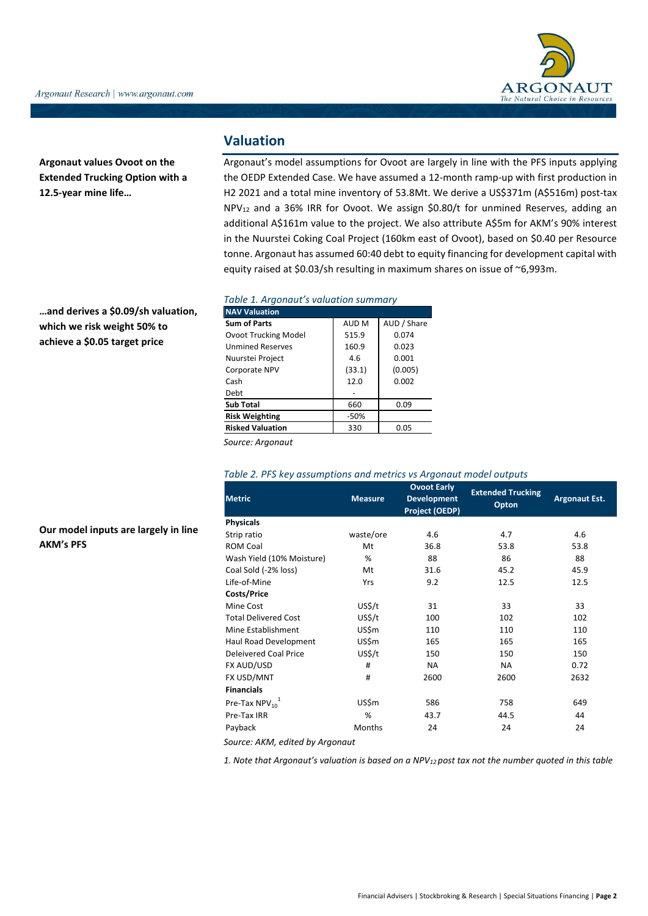## Valuation

**Argonaut values Ovoot on the Extended Trucking Option with a 12.5-year mine life…**

Argonaut's model assumptions for Ovoot are largely in line with the PFS inputs applying the OEDP Extended Case. We have assumed a 12-month ramp-up with first production in H2 2021 and a total mine inventory of 53.8Mt. We derive a US$371m (A$516m) post-tax $NPV_{12}$ and a 36% IRR for Ovoot. We assign $0.80/t for unmined Reserves, adding an additional A$161m value to the project. We also attribute A$5m for AKM's 90% interest in the Nuurstei Coking Coal Project (160km east of Ovoot), based on $0.40 per Resource tonne. Argonaut has assumed 60:40 debt to equity financing for development capital with equity raised at $0.03/sh resulting in maximum shares on issue of ~6,993m.

**…and derives a $0.09/sh valuation, which we risk weight 50% to achieve a $0.05 target price**

*Table 1. Argonaut's valuation summary*

| NAV Valuation | | |
|---|---|---|
| **Sum of Parts** | AUD M | AUD / Share |
| Ovoot Trucking Model | 515.9 | 0.074 |
| Unmined Reserves | 160.9 | 0.023 |
| Nuurstei Project | 4.6 | 0.001 |
| Corporate NPV | (33.1) | (0.005) |
| Cash | 12.0 | 0.002 |
| Debt | - | |
| **Sub Total** | 660 | 0.09 |
| **Risk Weighting** | -50% | |
| **Risked Valuation** | 330 | 0.05 |

*Source: Argonaut*

**Our model inputs are largely in line AKM's PFS**

*Table 2. PFS key assumptions and metrics vs Argonaut model outputs*

| Metric | Measure | Ovoot Early Development Project (OEDP) | Extended Trucking Opton | Argonaut Est. |
|---|---|---|---|---|
| **Physicals** | | | | |
| Strip ratio | waste/ore | 4.6 | 4.7 | 4.6 |
| ROM Coal | Mt | 36.8 | 53.8 | 53.8 |
| Wash Yield (10% Moisture) | % | 88 | 86 | 88 |
| Coal Sold (-2% loss) | Mt | 31.6 | 45.2 | 45.9 |
| Life-of-Mine | Yrs | 9.2 | 12.5 | 12.5 |
| **Costs/Price** | | | | |
| Mine Cost | US$/t | 31 | 33 | 33 |
| Total Delivered Cost | US$/t | 100 | 102 | 102 |
| Mine Establishment | US$m | 110 | 110 | 110 |
| Haul Road Development | US$m | 165 | 165 | 165 |
| Deleivered Coal Price | US$/t | 150 | 150 | 150 |
| FX AUD/USD | # | NA | NA | 0.72 |
| FX USD/MNT | # | 2600 | 2600 | 2632 |
| **Financials** | | | | |
| Pre-Tax $NPV_{10}$ [1] | US$m | 586 | 758 | 649 |
| Pre-Tax IRR | % | 43.7 | 44.5 | 44 |
| Payback | Months | 24 | 24 | 24 |

*Source: AKM, edited by Argonaut*

*1. Note that Argonaut's valuation is based on a $NPV_{12}$ post tax not the number quoted in this table*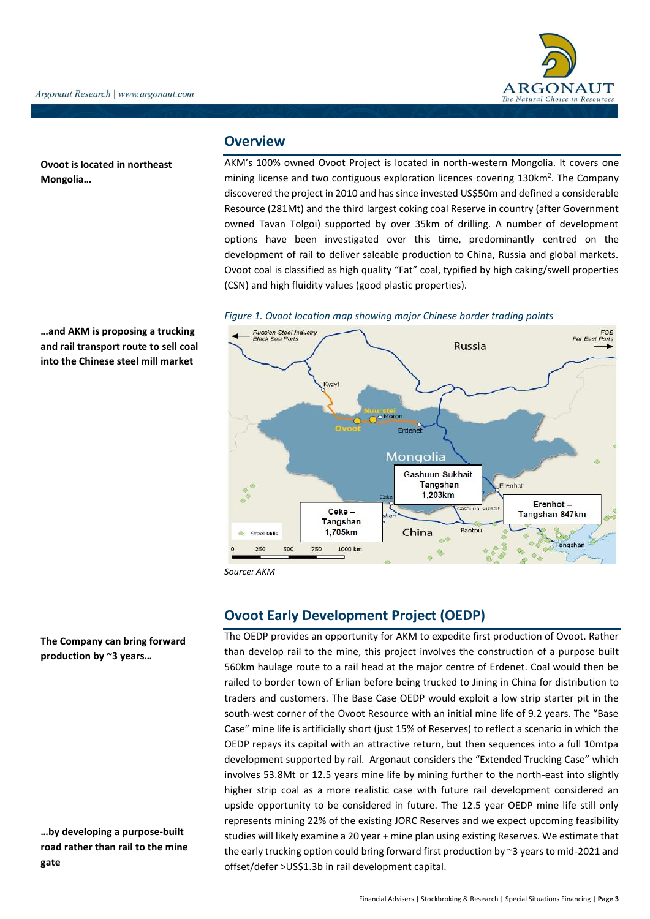## Overview

**Ovoot is located in northeast Mongolia…**

AKM's 100% owned Ovoot Project is located in north-western Mongolia. It covers one mining license and two contiguous exploration licences covering 130km$^2$. The Company discovered the project in 2010 and has since invested US$50m and defined a considerable Resource (281Mt) and the third largest coking coal Reserve in country (after Government owned Tavan Tolgoi) supported by over 35km of drilling. A number of development options have been investigated over this time, predominantly centred on the development of rail to deliver saleable production to China, Russia and global markets. Ovoot coal is classified as high quality "Fat" coal, typified by high caking/swell properties (CSN) and high fluidity values (good plastic properties).

**…and AKM is proposing a trucking and rail transport route to sell coal into the Chinese steel mill market**

*Figure 1. Ovoot location map showing major Chinese border trading points*

*Source: AKM*

## Ovoot Early Development Project (OEDP)

**The Company can bring forward production by ~3 years…**

The OEDP provides an opportunity for AKM to expedite first production of Ovoot. Rather than develop rail to the mine, this project involves the construction of a purpose built 560km haulage route to a rail head at the major centre of Erdenet. Coal would then be railed to border town of Erlian before being trucked to Jining in China for distribution to traders and customers. The Base Case OEDP would exploit a low strip starter pit in the south-west corner of the Ovoot Resource with an initial mine life of 9.2 years. The "Base Case" mine life is artificially short (just 15% of Reserves) to reflect a scenario in which the OEDP repays its capital with an attractive return, but then sequences into a full 10mtpa development supported by rail. Argonaut considers the "Extended Trucking Case" which involves 53.8Mt or 12.5 years mine life by mining further to the north-east into slightly higher strip coal as a more realistic case with future rail development considered an upside opportunity to be considered in future. The 12.5 year OEDP mine life still only represents mining 22% of the existing JORC Reserves and we expect upcoming feasibility studies will likely examine a 20 year + mine plan using existing Reserves. We estimate that the early trucking option could bring forward first production by ~3 years to mid-2021 and offset/defer >US$1.3b in rail development capital.

**…by developing a purpose-built road rather than rail to the mine gate**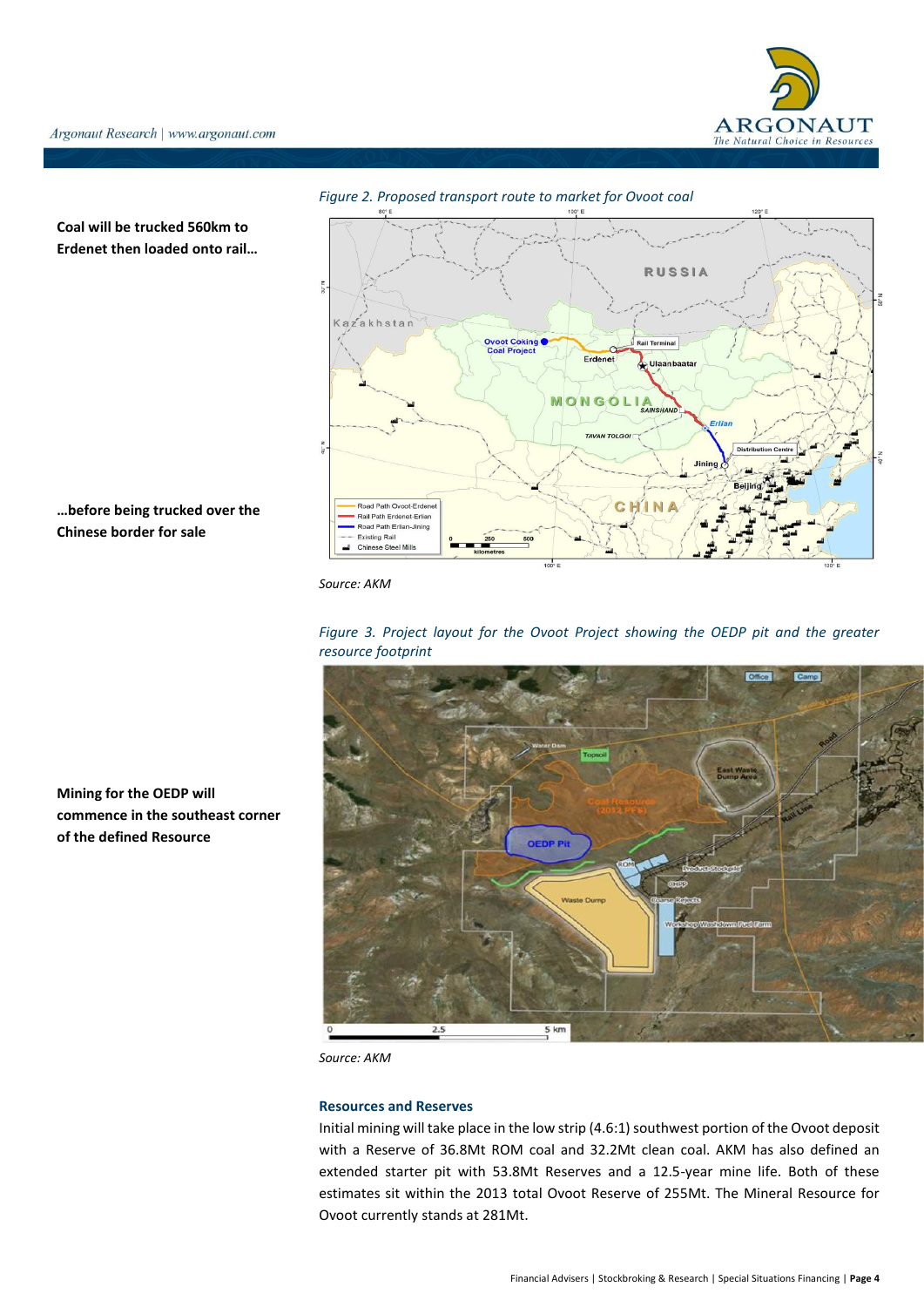Coal will be trucked 560km to Erdenet then loaded onto rail…

*Figure 2. Proposed transport route to market for Ovoot coal*

Source: AKM

…before being trucked over the Chinese border for sale

*Figure 3. Project layout for the Ovoot Project showing the OEDP pit and the greater resource footprint*

Source: AKM

Mining for the OEDP will commence in the southeast corner of the defined Resource

### Resources and Reserves

Initial mining will take place in the low strip (4.6:1) southwest portion of the Ovoot deposit with a Reserve of 36.8Mt ROM coal and 32.2Mt clean coal. AKM has also defined an extended starter pit with 53.8Mt Reserves and a 12.5-year mine life. Both of these estimates sit within the 2013 total Ovoot Reserve of 255Mt. The Mineral Resource for Ovoot currently stands at 281Mt.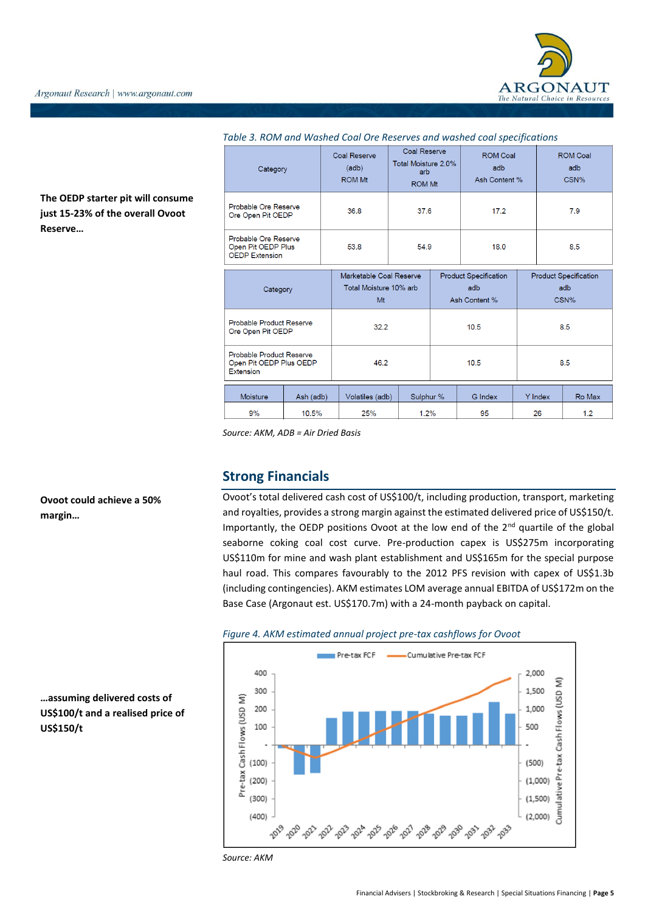*Table 3. ROM and Washed Coal Ore Reserves and washed coal specifications*

**The OEDP starter pit will consume just 15-23% of the overall Ovoot Reserve…**

| Category | Coal Reserve (adb) ROM Mt | Coal Reserve Total Moisture 2.0% arb ROM Mt | ROM Coal adb Ash Content % | ROM Coal adb CSN% |
|---|---|---|---|---|
| Probable Ore Reserve Ore Open Pit OEDP | 36.8 | 37.6 | 17.2 | 7.9 |
| Probable Ore Reserve Open Pit OEDP Plus OEDP Extension | 53.8 | 54.9 | 18.0 | 8.5 |

| Category | Marketable Coal Reserve Total Moisture 10% arb Mt | Product Specification adb Ash Content % | Product Specification adb CSN% |
|---|---|---|---|
| Probable Product Reserve Ore Open Pit OEDP | 32.2 | 10.5 | 8.5 |
| Probable Product Reserve Open Pit OEDP Plus OEDP Extension | 46.2 | 10.5 | 8.5 |

| Moisture | Ash (adb) | Volatiles (adb) | Sulphur % | G Index | Y Index | Ro Max |
|---|---|---|---|---|---|---|
| 9% | 10.5% | 25% | 1.2% | 95 | 26 | 1.2 |

*Source: AKM, ADB = Air Dried Basis*

## Strong Financials

**Ovoot could achieve a 50% margin…**

Ovoot's total delivered cash cost of US$100/t, including production, transport, marketing and royalties, provides a strong margin against the estimated delivered price of US$150/t. Importantly, the OEDP positions Ovoot at the low end of the 2nd quartile of the global seaborne coking coal cost curve. Pre-production capex is US$275m incorporating US$110m for mine and wash plant establishment and US$165m for the special purpose haul road. This compares favourably to the 2012 PFS revision with capex of US$1.3b (including contingencies). AKM estimates LOM average annual EBITDA of US$172m on the Base Case (Argonaut est. US$170.7m) with a 24-month payback on capital.

**…assuming delivered costs of US$100/t and a realised price of US$150/t**

*Figure 4. AKM estimated annual project pre-tax cashflows for Ovoot*

*Source: AKM*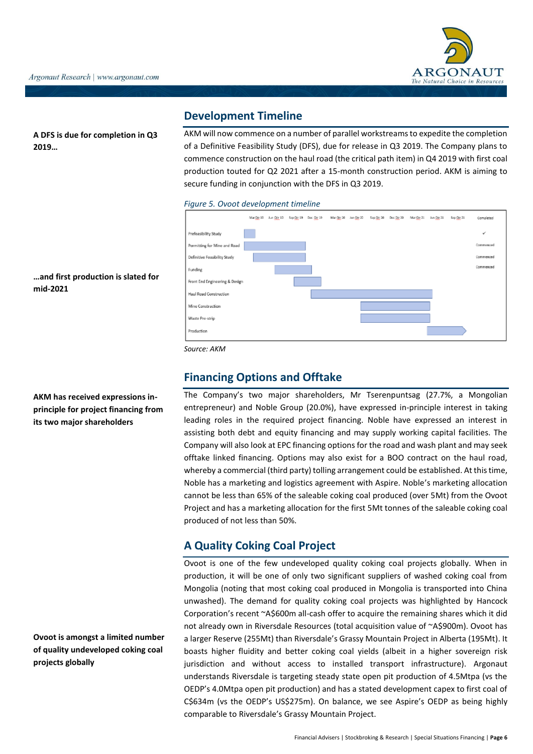## Development Timeline

**A DFS is due for completion in Q3 2019…**

AKM will now commence on a number of parallel workstreams to expedite the completion of a Definitive Feasibility Study (DFS), due for release in Q3 2019. The Company plans to commence construction on the haul road (the critical path item) in Q4 2019 with first coal production touted for Q2 2021 after a 15-month construction period. AKM is aiming to secure funding in conjunction with the DFS in Q3 2019.

**…and first production is slated for mid-2021**

*Figure 5. Ovoot development timeline*

| Activity | Completed |
|---|---|
| Prefeasibility Study | ✓ |
| Permitting for Mine and Road | Commenced |
| Definitive Feasibility Study | Commenced |
| Funding | Commenced |
| Front End Engineering & Design | |
| Haul Road Construction | |
| Mine Construction | |
| Waste Pre-strip | |
| Production | |

*Source: AKM*

## Financing Options and Offtake

**AKM has received expressions in-principle for project financing from its two major shareholders**

The Company's two major shareholders, Mr Tserenpuntsag (27.7%, a Mongolian entrepreneur) and Noble Group (20.0%), have expressed in-principle interest in taking leading roles in the required project financing. Noble have expressed an interest in assisting both debt and equity financing and may supply working capital facilities. The Company will also look at EPC financing options for the road and wash plant and may seek offtake linked financing. Options may also exist for a BOO contract on the haul road, whereby a commercial (third party) tolling arrangement could be established. At this time, Noble has a marketing and logistics agreement with Aspire. Noble's marketing allocation cannot be less than 65% of the saleable coking coal produced (over 5Mt) from the Ovoot Project and has a marketing allocation for the first 5Mt tonnes of the saleable coking coal produced of not less than 50%.

## A Quality Coking Coal Project

**Ovoot is amongst a limited number of quality undeveloped coking coal projects globally**

Ovoot is one of the few undeveloped quality coking coal projects globally. When in production, it will be one of only two significant suppliers of washed coking coal from Mongolia (noting that most coking coal produced in Mongolia is transported into China unwashed). The demand for quality coking coal projects was highlighted by Hancock Corporation's recent ~A$600m all-cash offer to acquire the remaining shares which it did not already own in Riversdale Resources (total acquisition value of ~A$900m). Ovoot has a larger Reserve (255Mt) than Riversdale's Grassy Mountain Project in Alberta (195Mt). It boasts higher fluidity and better coking coal yields (albeit in a higher sovereign risk jurisdiction and without access to installed transport infrastructure). Argonaut understands Riversdale is targeting steady state open pit production of 4.5Mtpa (vs the OEDP's 4.0Mtpa open pit production) and has a stated development capex to first coal of C$634m (vs the OEDP's US$275m). On balance, we see Aspire's OEDP as being highly comparable to Riversdale's Grassy Mountain Project.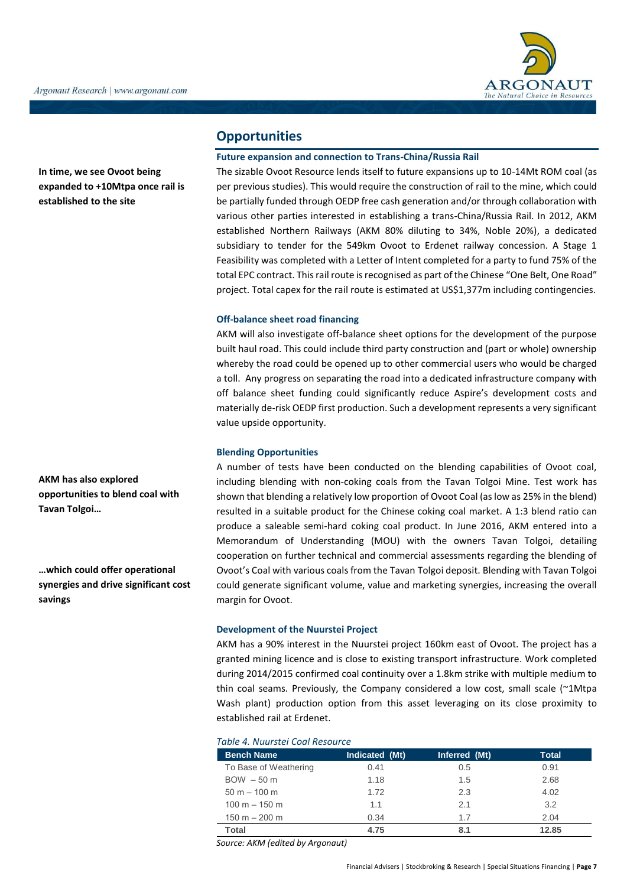## Opportunities

**In time, we see Ovoot being expanded to +10Mtpa once rail is established to the site**

### Future expansion and connection to Trans-China/Russia Rail

The sizable Ovoot Resource lends itself to future expansions up to 10-14Mt ROM coal (as per previous studies). This would require the construction of rail to the mine, which could be partially funded through OEDP free cash generation and/or through collaboration with various other parties interested in establishing a trans-China/Russia Rail. In 2012, AKM established Northern Railways (AKM 80% diluting to 34%, Noble 20%), a dedicated subsidiary to tender for the 549km Ovoot to Erdenet railway concession. A Stage 1 Feasibility was completed with a Letter of Intent completed for a party to fund 75% of the total EPC contract. This rail route is recognised as part of the Chinese "One Belt, One Road" project. Total capex for the rail route is estimated at US$1,377m including contingencies.

### Off-balance sheet road financing

AKM will also investigate off-balance sheet options for the development of the purpose built haul road. This could include third party construction and (part or whole) ownership whereby the road could be opened up to other commercial users who would be charged a toll. Any progress on separating the road into a dedicated infrastructure company with off balance sheet funding could significantly reduce Aspire's development costs and materially de-risk OEDP first production. Such a development represents a very significant value upside opportunity.

**AKM has also explored opportunities to blend coal with Tavan Tolgoi…**

**…which could offer operational synergies and drive significant cost savings**

### Blending Opportunities

A number of tests have been conducted on the blending capabilities of Ovoot coal, including blending with non-coking coals from the Tavan Tolgoi Mine. Test work has shown that blending a relatively low proportion of Ovoot Coal (as low as 25% in the blend) resulted in a suitable product for the Chinese coking coal market. A 1:3 blend ratio can produce a saleable semi-hard coking coal product. In June 2016, AKM entered into a Memorandum of Understanding (MOU) with the owners Tavan Tolgoi, detailing cooperation on further technical and commercial assessments regarding the blending of Ovoot's Coal with various coals from the Tavan Tolgoi deposit. Blending with Tavan Tolgoi could generate significant volume, value and marketing synergies, increasing the overall margin for Ovoot.

### Development of the Nuurstei Project

AKM has a 90% interest in the Nuurstei project 160km east of Ovoot. The project has a granted mining licence and is close to existing transport infrastructure. Work completed during 2014/2015 confirmed coal continuity over a 1.8km strike with multiple medium to thin coal seams. Previously, the Company considered a low cost, small scale (~1Mtpa Wash plant) production option from this asset leveraging on its close proximity to established rail at Erdenet.

*Table 4. Nuurstei Coal Resource*

| Bench Name | Indicated (Mt) | Inferred (Mt) | Total |
|---|---|---|---|
| To Base of Weathering | 0.41 | 0.5 | 0.91 |
| BOW – 50 m | 1.18 | 1.5 | 2.68 |
| 50 m – 100 m | 1.72 | 2.3 | 4.02 |
| 100 m – 150 m | 1.1 | 2.1 | 3.2 |
| 150 m – 200 m | 0.34 | 1.7 | 2.04 |
| **Total** | **4.75** | **8.1** | **12.85** |

*Source: AKM (edited by Argonaut)*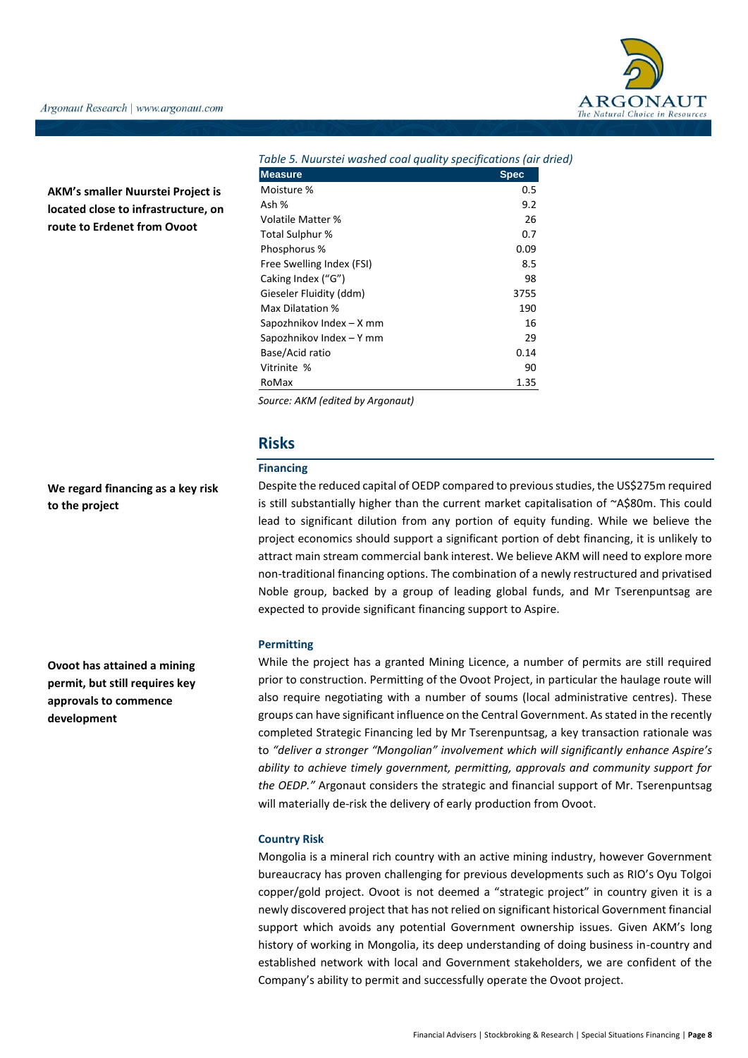**AKM's smaller Nuurstei Project is located close to infrastructure, on route to Erdenet from Ovoot**

*Table 5. Nuurstei washed coal quality specifications (air dried)*

| Measure | Spec |
|---|---|
| Moisture % | 0.5 |
| Ash % | 9.2 |
| Volatile Matter % | 26 |
| Total Sulphur % | 0.7 |
| Phosphorus % | 0.09 |
| Free Swelling Index (FSI) | 8.5 |
| Caking Index ("G") | 98 |
| Gieseler Fluidity (ddm) | 3755 |
| Max Dilatation % | 190 |
| Sapozhnikov Index – X mm | 16 |
| Sapozhnikov Index – Y mm | 29 |
| Base/Acid ratio | 0.14 |
| Vitrinite % | 90 |
| RoMax | 1.35 |

*Source: AKM (edited by Argonaut)*

## Risks

### Financing

**We regard financing as a key risk to the project**

Despite the reduced capital of OEDP compared to previous studies, the US$275m required is still substantially higher than the current market capitalisation of ~A$80m. This could lead to significant dilution from any portion of equity funding. While we believe the project economics should support a significant portion of debt financing, it is unlikely to attract main stream commercial bank interest. We believe AKM will need to explore more non-traditional financing options. The combination of a newly restructured and privatised Noble group, backed by a group of leading global funds, and Mr Tserenpuntsag are expected to provide significant financing support to Aspire.

### Permitting

**Ovoot has attained a mining permit, but still requires key approvals to commence development**

While the project has a granted Mining Licence, a number of permits are still required prior to construction. Permitting of the Ovoot Project, in particular the haulage route will also require negotiating with a number of soums (local administrative centres). These groups can have significant influence on the Central Government. As stated in the recently completed Strategic Financing led by Mr Tserenpuntsag, a key transaction rationale was to *"deliver a stronger "Mongolian" involvement which will significantly enhance Aspire's ability to achieve timely government, permitting, approvals and community support for the OEDP."* Argonaut considers the strategic and financial support of Mr. Tserenpuntsag will materially de-risk the delivery of early production from Ovoot.

### Country Risk

Mongolia is a mineral rich country with an active mining industry, however Government bureaucracy has proven challenging for previous developments such as RIO's Oyu Tolgoi copper/gold project. Ovoot is not deemed a "strategic project" in country given it is a newly discovered project that has not relied on significant historical Government financial support which avoids any potential Government ownership issues. Given AKM's long history of working in Mongolia, its deep understanding of doing business in-country and established network with local and Government stakeholders, we are confident of the Company's ability to permit and successfully operate the Ovoot project.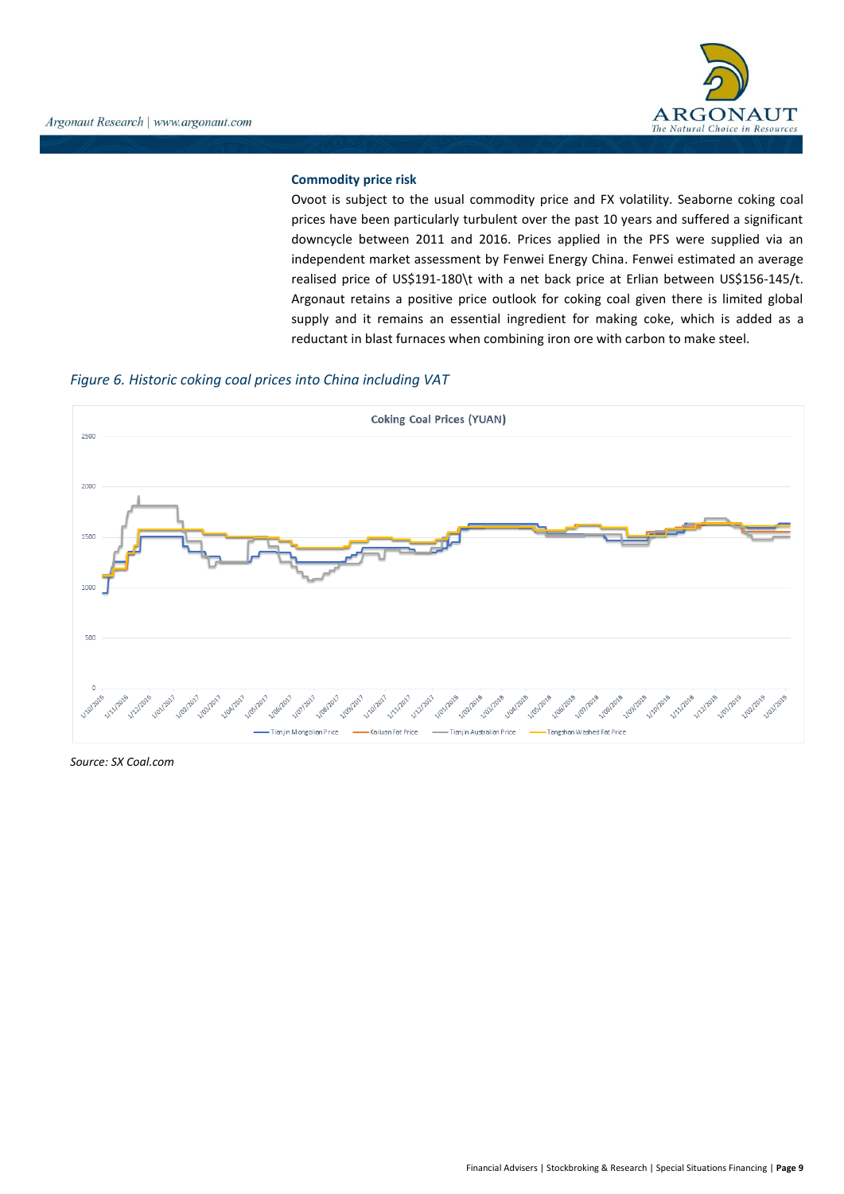### Commodity price risk

Ovoot is subject to the usual commodity price and FX volatility. Seaborne coking coal prices have been particularly turbulent over the past 10 years and suffered a significant downcycle between 2011 and 2016. Prices applied in the PFS were supplied via an independent market assessment by Fenwei Energy China. Fenwei estimated an average realised price of US$191-180\t with a net back price at Erlian between US$156-145/t. Argonaut retains a positive price outlook for coking coal given there is limited global supply and it remains an essential ingredient for making coke, which is added as a reductant in blast furnaces when combining iron ore with carbon to make steel.

*Figure 6. Historic coking coal prices into China including VAT*

*Source: SX Coal.com*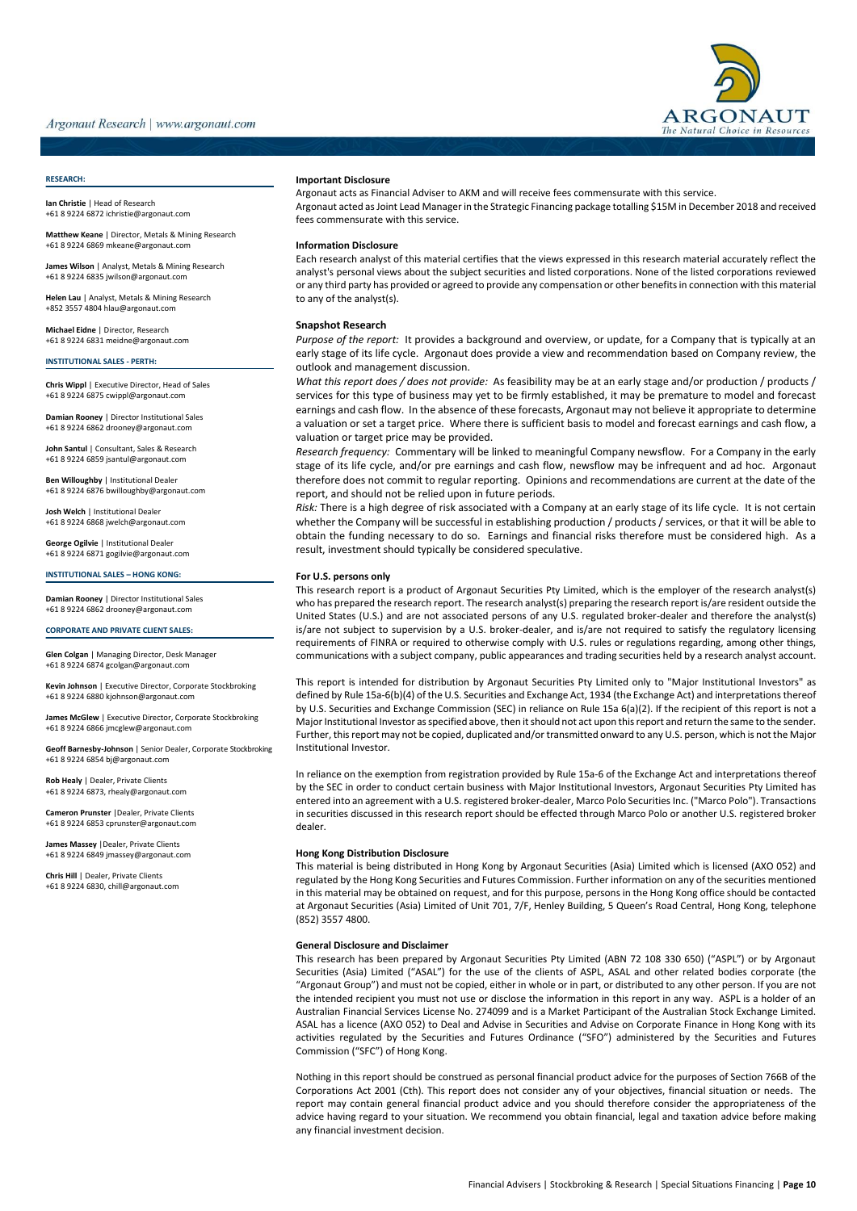**RESEARCH:**

**Ian Christie** | Head of Research
+61 8 9224 6872 ichristie@argonaut.com

**Matthew Keane** | Director, Metals & Mining Research
+61 8 9224 6869 mkeane@argonaut.com

**James Wilson** | Analyst, Metals & Mining Research
+61 8 9224 6835 jwilson@argonaut.com

**Helen Lau** | Analyst, Metals & Mining Research
+852 3557 4804 hlau@argonaut.com

**Michael Eidne** | Director, Research
+61 8 9224 6831 meidne@argonaut.com

**INSTITUTIONAL SALES - PERTH:**

**Chris Wippl** | Executive Director, Head of Sales
+61 8 9224 6875 cwippl@argonaut.com

**Damian Rooney** | Director Institutional Sales
+61 8 9224 6862 drooney@argonaut.com

**John Santul** | Consultant, Sales & Research
+61 8 9224 6859 jsantul@argonaut.com

**Ben Willoughby** | Institutional Dealer
+61 8 9224 6876 bwilloughby@argonaut.com

**Josh Welch** | Institutional Dealer
+61 8 9224 6868 jwelch@argonaut.com

**George Ogilvie** | Institutional Dealer
+61 8 9224 6871 gogilvie@argonaut.com

**INSTITUTIONAL SALES – HONG KONG:**

**Damian Rooney** | Director Institutional Sales
+61 8 9224 6862 drooney@argonaut.com

**CORPORATE AND PRIVATE CLIENT SALES:**

**Glen Colgan** | Managing Director, Desk Manager
+61 8 9224 6874 gcolgan@argonaut.com

**Kevin Johnson** | Executive Director, Corporate Stockbroking
+61 8 9224 6880 kjohnson@argonaut.com

**James McGlew** | Executive Director, Corporate Stockbroking
+61 8 9224 6866 jmcglew@argonaut.com

**Geoff Barnesby-Johnson** | Senior Dealer, Corporate Stockbroking
+61 8 9224 6854 bj@argonaut.com

**Rob Healy** | Dealer, Private Clients
+61 8 9224 6873, rhealy@argonaut.com

**Cameron Prunster** |Dealer, Private Clients
+61 8 9224 6853 cprunster@argonaut.com

**James Massey** |Dealer, Private Clients
+61 8 9224 6849 jmassey@argonaut.com

**Chris Hill** | Dealer, Private Clients
+61 8 9224 6830, chill@argonaut.com

**Important Disclosure**

Argonaut acts as Financial Adviser to AKM and will receive fees commensurate with this service.

Argonaut acted as Joint Lead Manager in the Strategic Financing package totalling $15M in December 2018 and received fees commensurate with this service.

**Information Disclosure**

Each research analyst of this material certifies that the views expressed in this research material accurately reflect the analyst's personal views about the subject securities and listed corporations. None of the listed corporations reviewed or any third party has provided or agreed to provide any compensation or other benefits in connection with this material to any of the analyst(s).

**Snapshot Research**

*Purpose of the report:* It provides a background and overview, or update, for a Company that is typically at an early stage of its life cycle. Argonaut does provide a view and recommendation based on Company review, the outlook and management discussion.

*What this report does / does not provide:* As feasibility may be at an early stage and/or production / products / services for this type of business may yet to be firmly established, it may be premature to model and forecast earnings and cash flow. In the absence of these forecasts, Argonaut may not believe it appropriate to determine a valuation or set a target price. Where there is sufficient basis to model and forecast earnings and cash flow, a valuation or target price may be provided.

*Research frequency:* Commentary will be linked to meaningful Company newsflow. For a Company in the early stage of its life cycle, and/or pre earnings and cash flow, newsflow may be infrequent and ad hoc. Argonaut therefore does not commit to regular reporting. Opinions and recommendations are current at the date of the report, and should not be relied upon in future periods.

*Risk:* There is a high degree of risk associated with a Company at an early stage of its life cycle. It is not certain whether the Company will be successful in establishing production / products / services, or that it will be able to obtain the funding necessary to do so. Earnings and financial risks therefore must be considered high. As a result, investment should typically be considered speculative.

**For U.S. persons only**

This research report is a product of Argonaut Securities Pty Limited, which is the employer of the research analyst(s) who has prepared the research report. The research analyst(s) preparing the research report is/are resident outside the United States (U.S.) and are not associated persons of any U.S. regulated broker-dealer and therefore the analyst(s) is/are not subject to supervision by a U.S. broker-dealer, and is/are not required to satisfy the regulatory licensing requirements of FINRA or required to otherwise comply with U.S. rules or regulations regarding, among other things, communications with a subject company, public appearances and trading securities held by a research analyst account.

This report is intended for distribution by Argonaut Securities Pty Limited only to "Major Institutional Investors" as defined by Rule 15a-6(b)(4) of the U.S. Securities and Exchange Act, 1934 (the Exchange Act) and interpretations thereof by U.S. Securities and Exchange Commission (SEC) in reliance on Rule 15a 6(a)(2). If the recipient of this report is not a Major Institutional Investor as specified above, then it should not act upon this report and return the same to the sender. Further, this report may not be copied, duplicated and/or transmitted onward to any U.S. person, which is not the Major Institutional Investor.

In reliance on the exemption from registration provided by Rule 15a-6 of the Exchange Act and interpretations thereof by the SEC in order to conduct certain business with Major Institutional Investors, Argonaut Securities Pty Limited has entered into an agreement with a U.S. registered broker-dealer, Marco Polo Securities Inc. ("Marco Polo"). Transactions in securities discussed in this research report should be effected through Marco Polo or another U.S. registered broker dealer.

**Hong Kong Distribution Disclosure**

This material is being distributed in Hong Kong by Argonaut Securities (Asia) Limited which is licensed (AXO 052) and regulated by the Hong Kong Securities and Futures Commission. Further information on any of the securities mentioned in this material may be obtained on request, and for this purpose, persons in the Hong Kong office should be contacted at Argonaut Securities (Asia) Limited of Unit 701, 7/F, Henley Building, 5 Queen's Road Central, Hong Kong, telephone (852) 3557 4800.

**General Disclosure and Disclaimer**

This research has been prepared by Argonaut Securities Pty Limited (ABN 72 108 330 650) ("ASPL") or by Argonaut Securities (Asia) Limited ("ASAL") for the use of the clients of ASPL, ASAL and other related bodies corporate (the "Argonaut Group") and must not be copied, either in whole or in part, or distributed to any other person. If you are not the intended recipient you must not use or disclose the information in this report in any way. ASPL is a holder of an Australian Financial Services License No. 274099 and is a Market Participant of the Australian Stock Exchange Limited. ASAL has a licence (AXO 052) to Deal and Advise in Securities and Advise on Corporate Finance in Hong Kong with its activities regulated by the Securities and Futures Ordinance ("SFO") administered by the Securities and Futures Commission ("SFC") of Hong Kong.

Nothing in this report should be construed as personal financial product advice for the purposes of Section 766B of the Corporations Act 2001 (Cth). This report does not consider any of your objectives, financial situation or needs. The report may contain general financial product advice and you should therefore consider the appropriateness of the advice having regard to your situation. We recommend you obtain financial, legal and taxation advice before making any financial investment decision.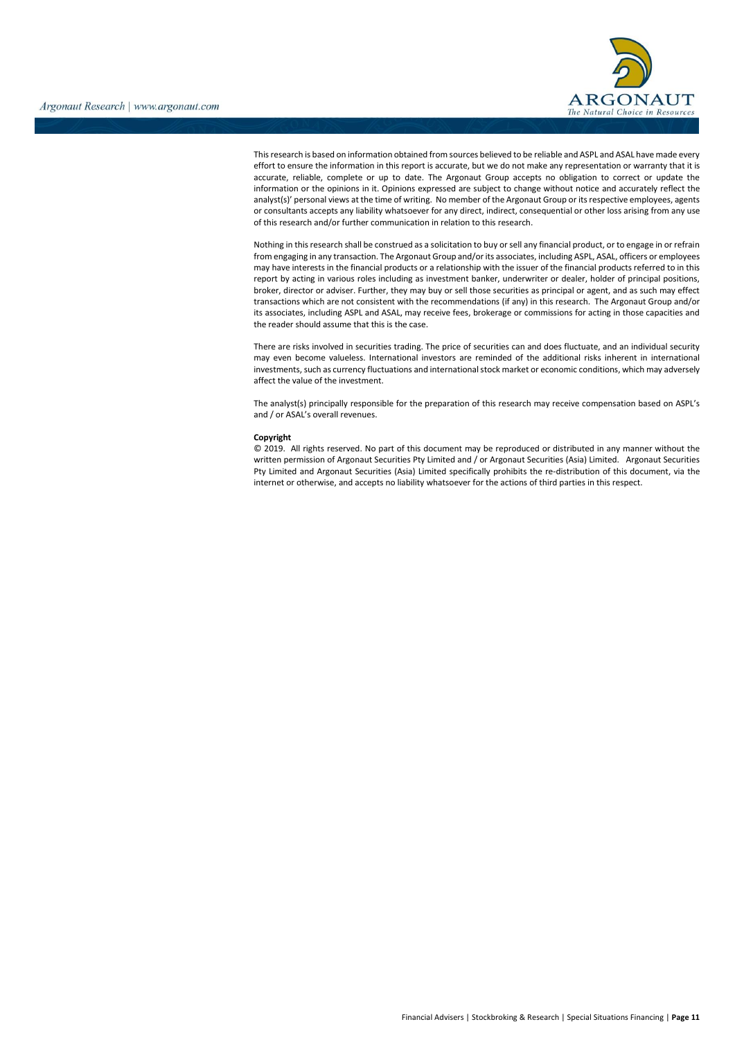This research is based on information obtained from sources believed to be reliable and ASPL and ASAL have made every effort to ensure the information in this report is accurate, but we do not make any representation or warranty that it is accurate, reliable, complete or up to date. The Argonaut Group accepts no obligation to correct or update the information or the opinions in it. Opinions expressed are subject to change without notice and accurately reflect the analyst(s)' personal views at the time of writing. No member of the Argonaut Group or its respective employees, agents or consultants accepts any liability whatsoever for any direct, indirect, consequential or other loss arising from any use of this research and/or further communication in relation to this research.

Nothing in this research shall be construed as a solicitation to buy or sell any financial product, or to engage in or refrain from engaging in any transaction. The Argonaut Group and/or its associates, including ASPL, ASAL, officers or employees may have interests in the financial products or a relationship with the issuer of the financial products referred to in this report by acting in various roles including as investment banker, underwriter or dealer, holder of principal positions, broker, director or adviser. Further, they may buy or sell those securities as principal or agent, and as such may effect transactions which are not consistent with the recommendations (if any) in this research. The Argonaut Group and/or its associates, including ASPL and ASAL, may receive fees, brokerage or commissions for acting in those capacities and the reader should assume that this is the case.

There are risks involved in securities trading. The price of securities can and does fluctuate, and an individual security may even become valueless. International investors are reminded of the additional risks inherent in international investments, such as currency fluctuations and international stock market or economic conditions, which may adversely affect the value of the investment.

The analyst(s) principally responsible for the preparation of this research may receive compensation based on ASPL's and / or ASAL's overall revenues.

**Copyright**

© 2019. All rights reserved. No part of this document may be reproduced or distributed in any manner without the written permission of Argonaut Securities Pty Limited and / or Argonaut Securities (Asia) Limited. Argonaut Securities Pty Limited and Argonaut Securities (Asia) Limited specifically prohibits the re-distribution of this document, via the internet or otherwise, and accepts no liability whatsoever for the actions of third parties in this respect.